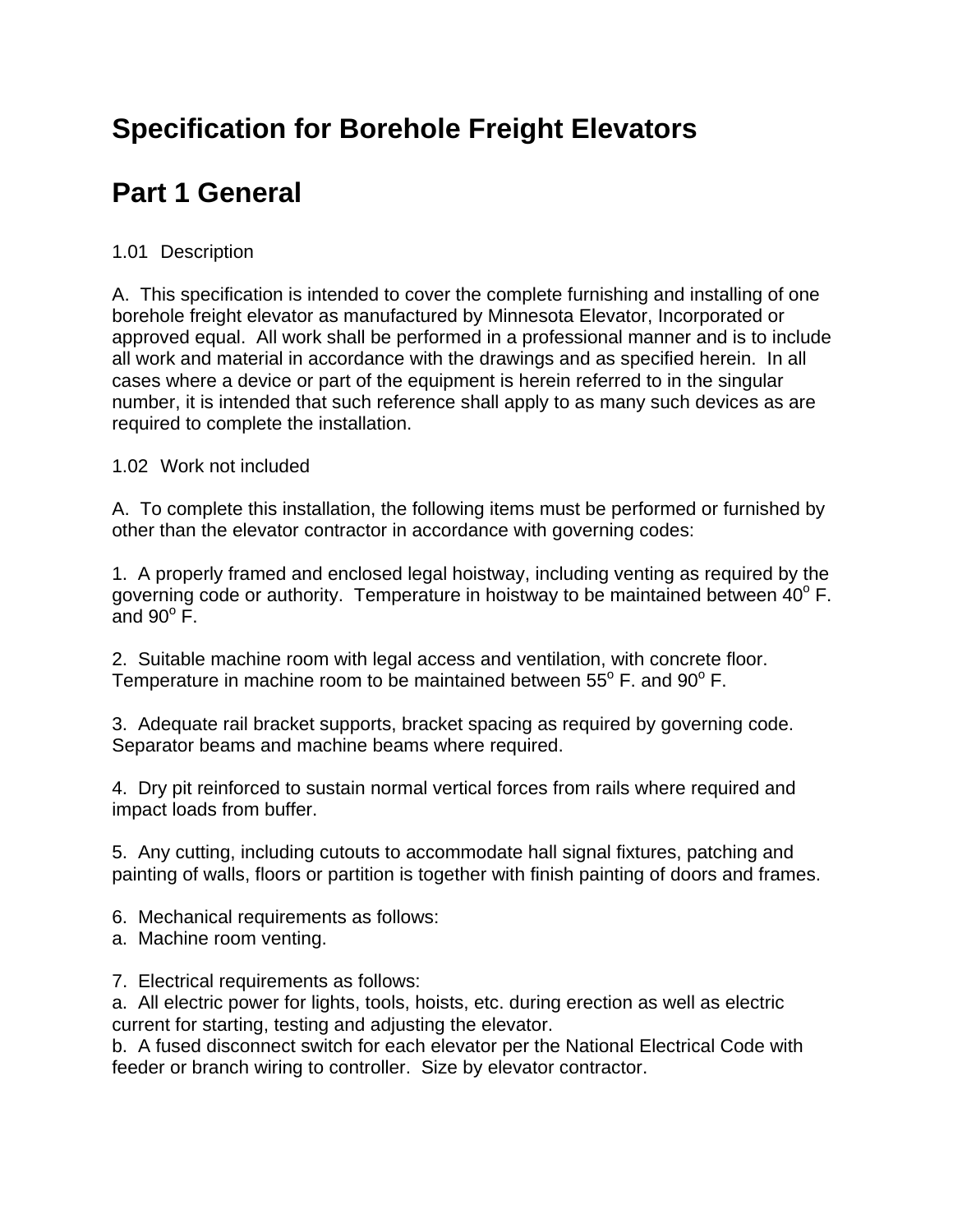# Specification for Borehole Freight Elevators

# Part 1 General

1.01 Description

A. This specification is intended to cover the complete furnishing and installing of one borehole freight elevator as manufactured by Minnesota Elevator, Incorporated or approved equal. All work shall be performed in a professional manner and is to include all work and material in accordance with the drawings and as specified herein. In all cases where a device or part of the equipment is herein referred to in the singular number, it is intended that such reference shall apply to as many such devices as are required to complete the installation.

1.02 Work not included

A. To complete this installation, the following items must be performed or furnished by other than the elevator contractor in accordance with governing codes:

1. A properly framed and enclosed legal hoistway, including venting as required by the governing code or authority. Temperature in hoistway to be maintained between 40$^{o}$ F. and 90$^{o}$ F.

2. Suitable machine room with legal access and ventilation, with concrete floor. Temperature in machine room to be maintained between 55$^{o}$ F. and 90$^{o}$ F.

3. Adequate rail bracket supports, bracket spacing as required by governing code. Separator beams and machine beams where required.

4. Dry pit reinforced to sustain normal vertical forces from rails where required and impact loads from buffer.

5. Any cutting, including cutouts to accommodate hall signal fixtures, patching and painting of walls, floors or partition is together with finish painting of doors and frames.

6. Mechanical requirements as follows:
a. Machine room venting.

7. Electrical requirements as follows:
a. All electric power for lights, tools, hoists, etc. during erection as well as electric current for starting, testing and adjusting the elevator.
b. A fused disconnect switch for each elevator per the National Electrical Code with feeder or branch wiring to controller. Size by elevator contractor.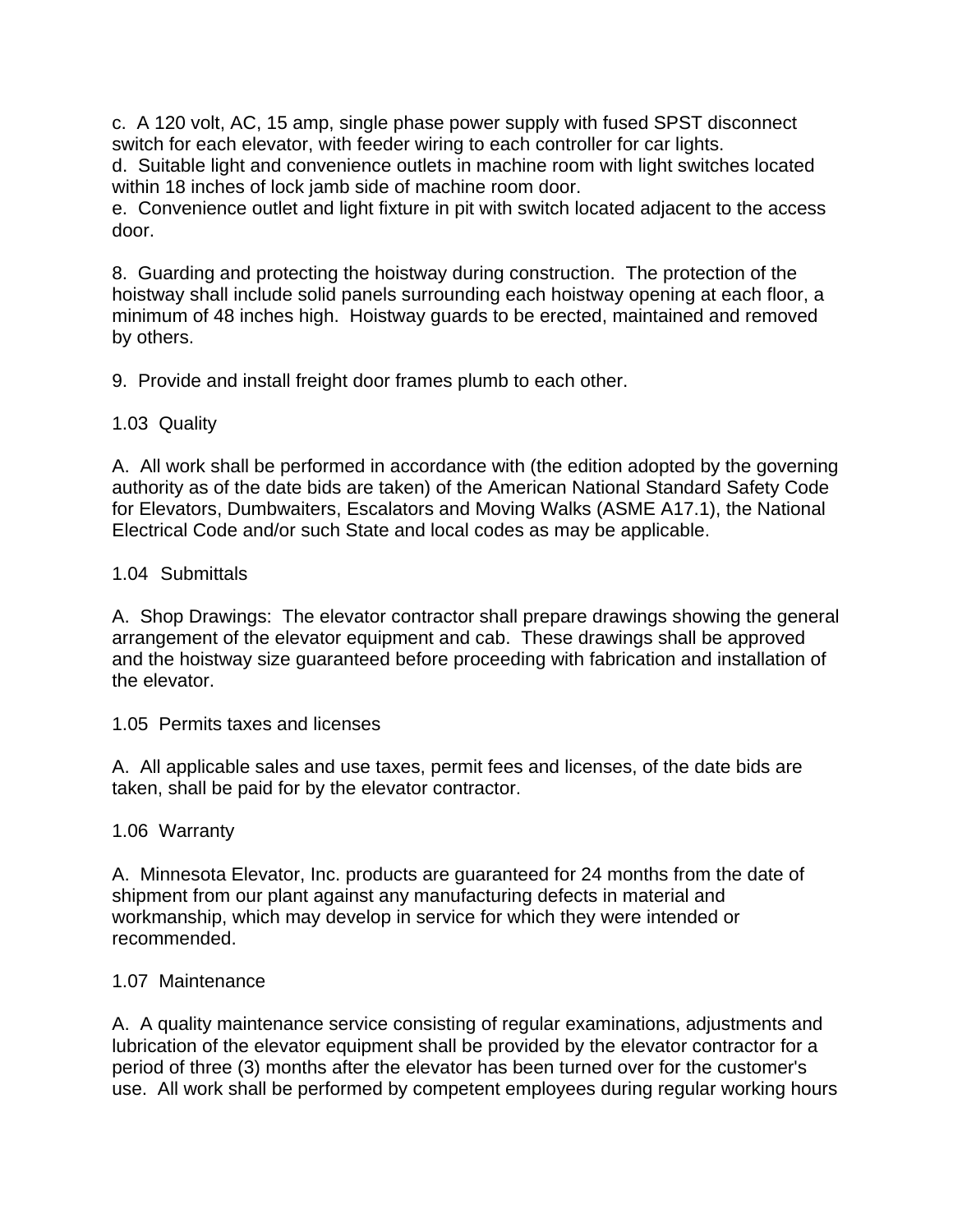c. A 120 volt, AC, 15 amp, single phase power supply with fused SPST disconnect switch for each elevator, with feeder wiring to each controller for car lights.
d. Suitable light and convenience outlets in machine room with light switches located within 18 inches of lock jamb side of machine room door.
e. Convenience outlet and light fixture in pit with switch located adjacent to the access door.

8. Guarding and protecting the hoistway during construction. The protection of the hoistway shall include solid panels surrounding each hoistway opening at each floor, a minimum of 48 inches high. Hoistway guards to be erected, maintained and removed by others.

9. Provide and install freight door frames plumb to each other.

1.03 Quality

A. All work shall be performed in accordance with (the edition adopted by the governing authority as of the date bids are taken) of the American National Standard Safety Code for Elevators, Dumbwaiters, Escalators and Moving Walks (ASME A17.1), the National Electrical Code and/or such State and local codes as may be applicable.

1.04 Submittals

A. Shop Drawings: The elevator contractor shall prepare drawings showing the general arrangement of the elevator equipment and cab. These drawings shall be approved and the hoistway size guaranteed before proceeding with fabrication and installation of the elevator.

1.05 Permits taxes and licenses

A. All applicable sales and use taxes, permit fees and licenses, of the date bids are taken, shall be paid for by the elevator contractor.

1.06 Warranty

A. Minnesota Elevator, Inc. products are guaranteed for 24 months from the date of shipment from our plant against any manufacturing defects in material and workmanship, which may develop in service for which they were intended or recommended.

1.07 Maintenance

A. A quality maintenance service consisting of regular examinations, adjustments and lubrication of the elevator equipment shall be provided by the elevator contractor for a period of three (3) months after the elevator has been turned over for the customer's use. All work shall be performed by competent employees during regular working hours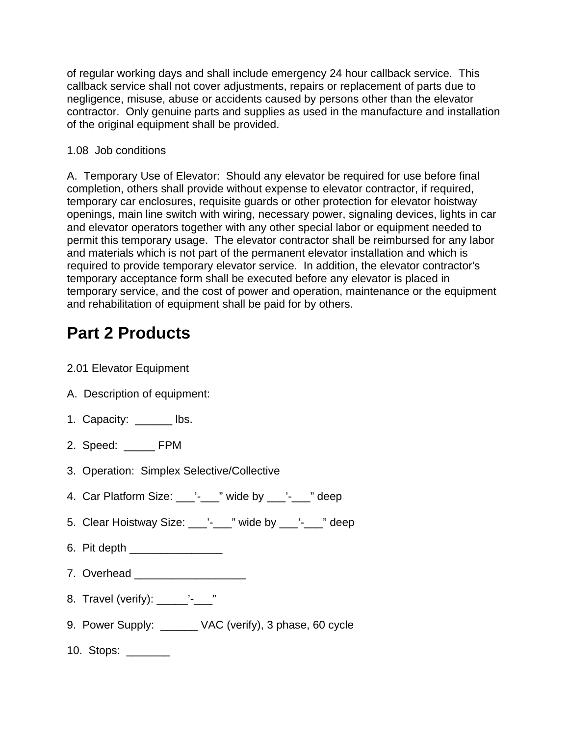of regular working days and shall include emergency 24 hour callback service.  This callback service shall not cover adjustments, repairs or replacement of parts due to negligence, misuse, abuse or accidents caused by persons other than the elevator contractor.  Only genuine parts and supplies as used in the manufacture and installation of the original equipment shall be provided.

1.08  Job conditions

A.  Temporary Use of Elevator:  Should any elevator be required for use before final completion, others shall provide without expense to elevator contractor, if required, temporary car enclosures, requisite guards or other protection for elevator hoistway openings, main line switch with wiring, necessary power, signaling devices, lights in car and elevator operators together with any other special labor or equipment needed to permit this temporary usage.  The elevator contractor shall be reimbursed for any labor and materials which is not part of the permanent elevator installation and which is required to provide temporary elevator service.  In addition, the elevator contractor's temporary acceptance form shall be executed before any elevator is placed in temporary service, and the cost of power and operation, maintenance or the equipment and rehabilitation of equipment shall be paid for by others.

# Part 2 Products

2.01 Elevator Equipment

A.  Description of equipment:

1.  Capacity:  ______ lbs.

2.  Speed:  _____ FPM

3.  Operation:  Simplex Selective/Collective

4.  Car Platform Size: ___’-___” wide by ___’-___” deep

5.  Clear Hoistway Size: ___’-___” wide by ___’-___” deep

6.  Pit depth _______________

7.  Overhead __________________

8.  Travel (verify): _____’-___”

9.  Power Supply:  ______ VAC (verify), 3 phase, 60 cycle

10.  Stops:  _______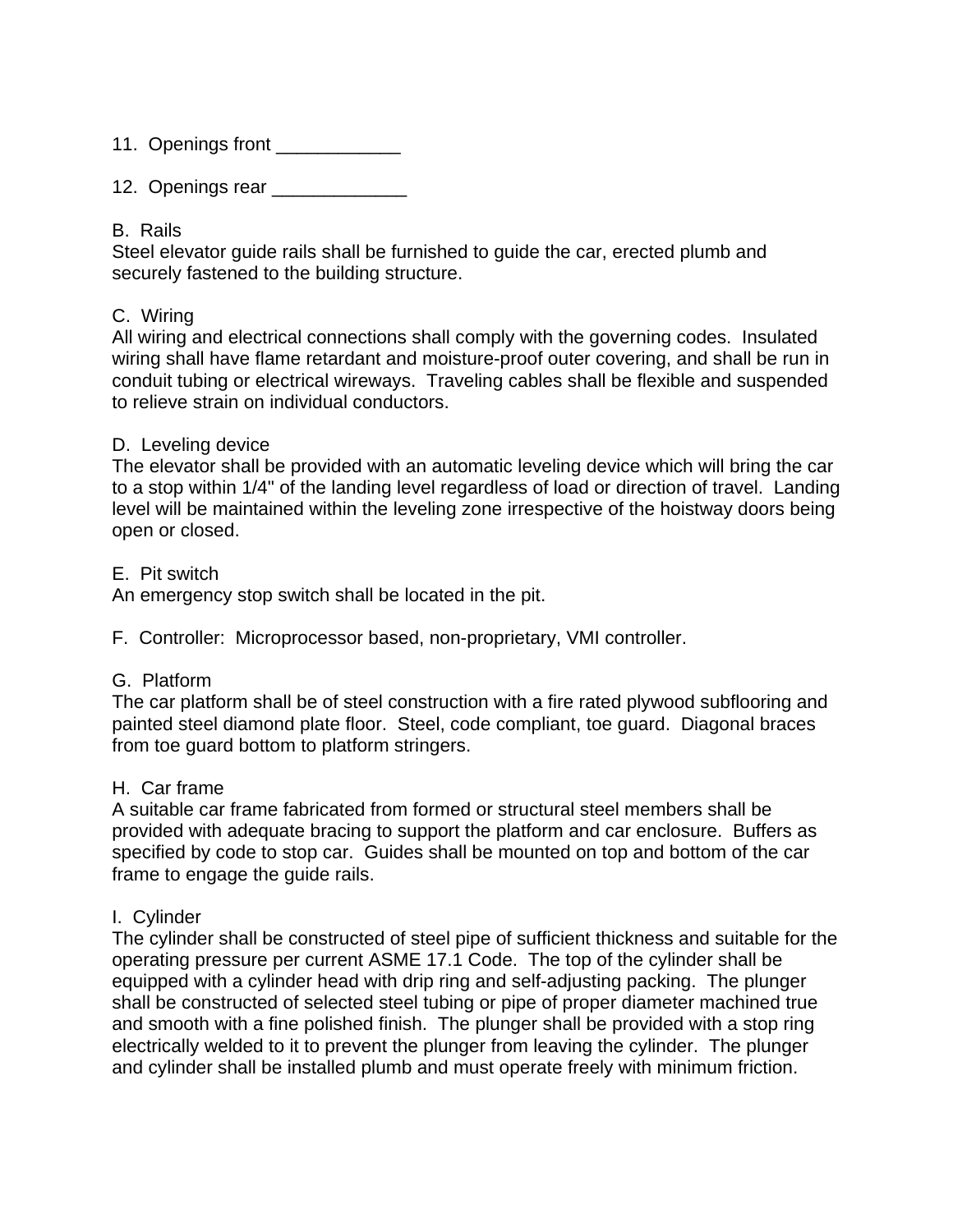11. Openings front ____________

12. Openings rear _____________

B. Rails
Steel elevator guide rails shall be furnished to guide the car, erected plumb and securely fastened to the building structure.

C. Wiring
All wiring and electrical connections shall comply with the governing codes. Insulated wiring shall have flame retardant and moisture-proof outer covering, and shall be run in conduit tubing or electrical wireways. Traveling cables shall be flexible and suspended to relieve strain on individual conductors.

D. Leveling device
The elevator shall be provided with an automatic leveling device which will bring the car to a stop within 1/4" of the landing level regardless of load or direction of travel. Landing level will be maintained within the leveling zone irrespective of the hoistway doors being open or closed.

E. Pit switch
An emergency stop switch shall be located in the pit.

F. Controller: Microprocessor based, non-proprietary, VMI controller.

G. Platform
The car platform shall be of steel construction with a fire rated plywood subflooring and painted steel diamond plate floor. Steel, code compliant, toe guard. Diagonal braces from toe guard bottom to platform stringers.

H. Car frame
A suitable car frame fabricated from formed or structural steel members shall be provided with adequate bracing to support the platform and car enclosure. Buffers as specified by code to stop car. Guides shall be mounted on top and bottom of the car frame to engage the guide rails.

I. Cylinder
The cylinder shall be constructed of steel pipe of sufficient thickness and suitable for the operating pressure per current ASME 17.1 Code. The top of the cylinder shall be equipped with a cylinder head with drip ring and self-adjusting packing. The plunger shall be constructed of selected steel tubing or pipe of proper diameter machined true and smooth with a fine polished finish. The plunger shall be provided with a stop ring electrically welded to it to prevent the plunger from leaving the cylinder. The plunger and cylinder shall be installed plumb and must operate freely with minimum friction.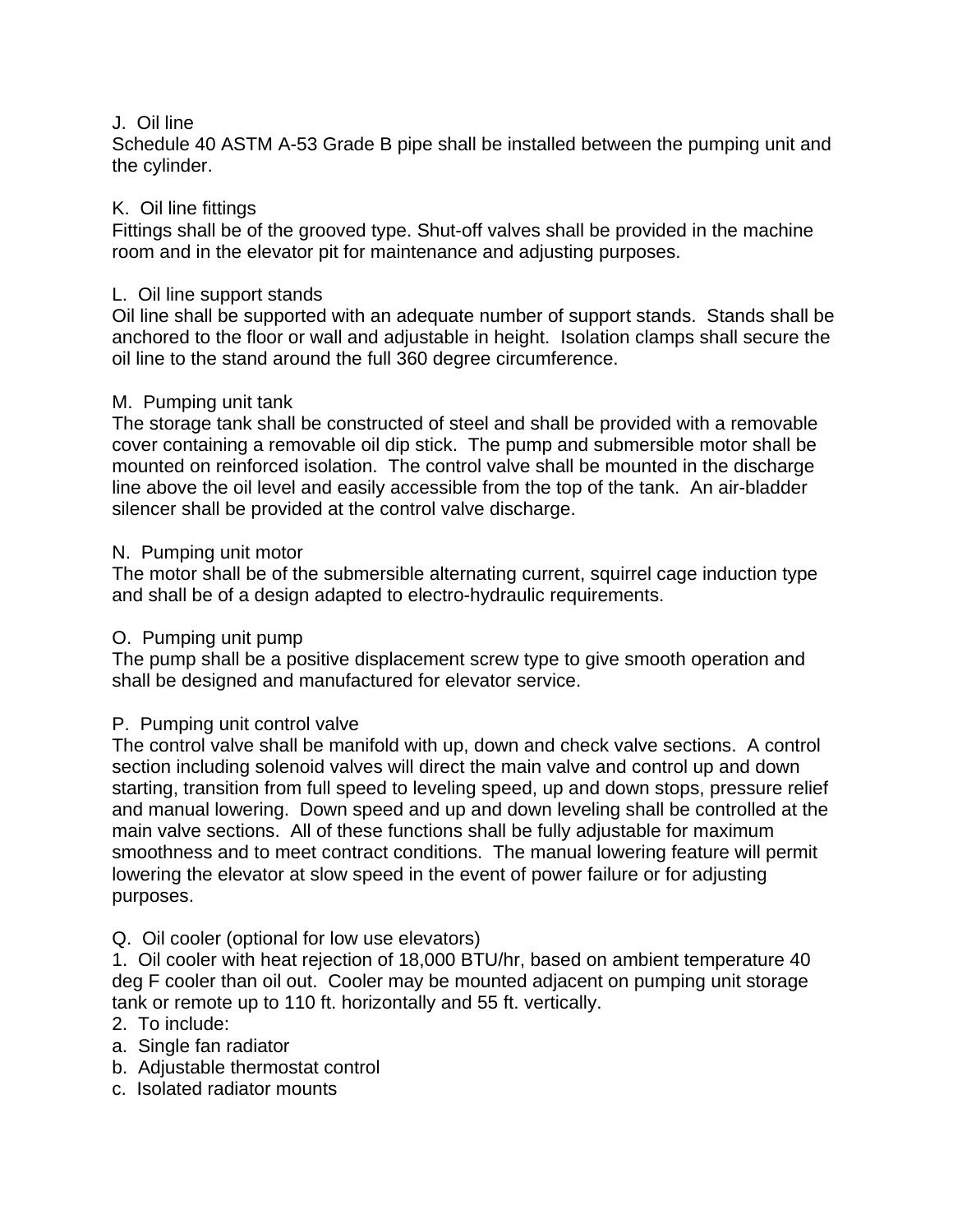J. Oil line

Schedule 40 ASTM A-53 Grade B pipe shall be installed between the pumping unit and the cylinder.

K. Oil line fittings

Fittings shall be of the grooved type. Shut-off valves shall be provided in the machine room and in the elevator pit for maintenance and adjusting purposes.

L. Oil line support stands

Oil line shall be supported with an adequate number of support stands. Stands shall be anchored to the floor or wall and adjustable in height. Isolation clamps shall secure the oil line to the stand around the full 360 degree circumference.

M. Pumping unit tank

The storage tank shall be constructed of steel and shall be provided with a removable cover containing a removable oil dip stick. The pump and submersible motor shall be mounted on reinforced isolation. The control valve shall be mounted in the discharge line above the oil level and easily accessible from the top of the tank. An air-bladder silencer shall be provided at the control valve discharge.

N. Pumping unit motor

The motor shall be of the submersible alternating current, squirrel cage induction type and shall be of a design adapted to electro-hydraulic requirements.

O. Pumping unit pump

The pump shall be a positive displacement screw type to give smooth operation and shall be designed and manufactured for elevator service.

P. Pumping unit control valve

The control valve shall be manifold with up, down and check valve sections. A control section including solenoid valves will direct the main valve and control up and down starting, transition from full speed to leveling speed, up and down stops, pressure relief and manual lowering. Down speed and up and down leveling shall be controlled at the main valve sections. All of these functions shall be fully adjustable for maximum smoothness and to meet contract conditions. The manual lowering feature will permit lowering the elevator at slow speed in the event of power failure or for adjusting purposes.

Q. Oil cooler (optional for low use elevators)

1. Oil cooler with heat rejection of 18,000 BTU/hr, based on ambient temperature 40 deg F cooler than oil out. Cooler may be mounted adjacent on pumping unit storage tank or remote up to 110 ft. horizontally and 55 ft. vertically.
2. To include:
   a. Single fan radiator
   b. Adjustable thermostat control
   c. Isolated radiator mounts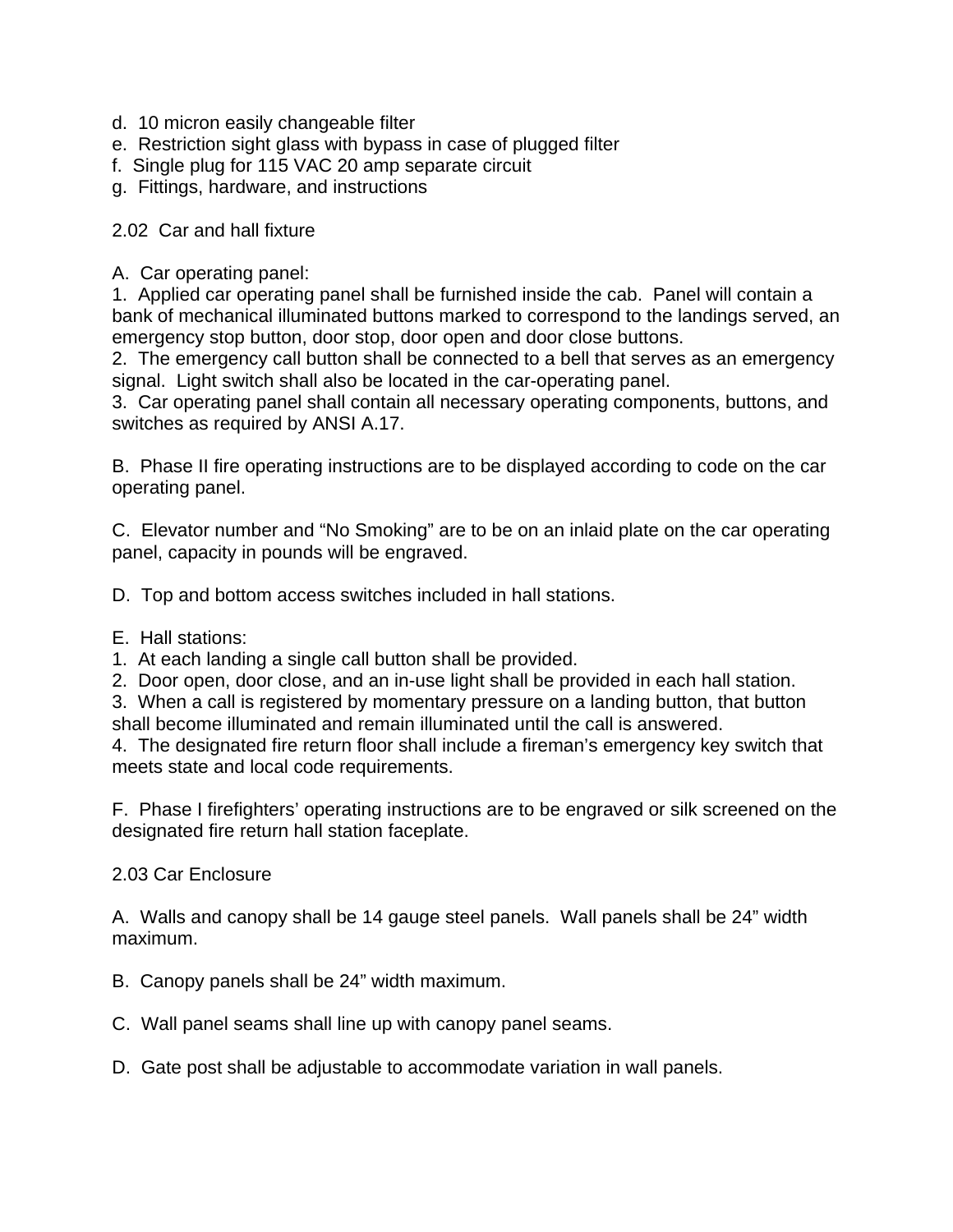d. 10 micron easily changeable filter
e. Restriction sight glass with bypass in case of plugged filter
f. Single plug for 115 VAC 20 amp separate circuit
g. Fittings, hardware, and instructions

2.02 Car and hall fixture

A. Car operating panel:
1. Applied car operating panel shall be furnished inside the cab. Panel will contain a bank of mechanical illuminated buttons marked to correspond to the landings served, an emergency stop button, door stop, door open and door close buttons.
2. The emergency call button shall be connected to a bell that serves as an emergency signal. Light switch shall also be located in the car-operating panel.
3. Car operating panel shall contain all necessary operating components, buttons, and switches as required by ANSI A.17.

B. Phase II fire operating instructions are to be displayed according to code on the car operating panel.

C. Elevator number and "No Smoking" are to be on an inlaid plate on the car operating panel, capacity in pounds will be engraved.

D. Top and bottom access switches included in hall stations.

E. Hall stations:
1. At each landing a single call button shall be provided.
2. Door open, door close, and an in-use light shall be provided in each hall station.
3. When a call is registered by momentary pressure on a landing button, that button shall become illuminated and remain illuminated until the call is answered.
4. The designated fire return floor shall include a fireman's emergency key switch that meets state and local code requirements.

F. Phase I firefighters' operating instructions are to be engraved or silk screened on the designated fire return hall station faceplate.

2.03 Car Enclosure

A. Walls and canopy shall be 14 gauge steel panels. Wall panels shall be 24" width maximum.

B. Canopy panels shall be 24" width maximum.

C. Wall panel seams shall line up with canopy panel seams.

D. Gate post shall be adjustable to accommodate variation in wall panels.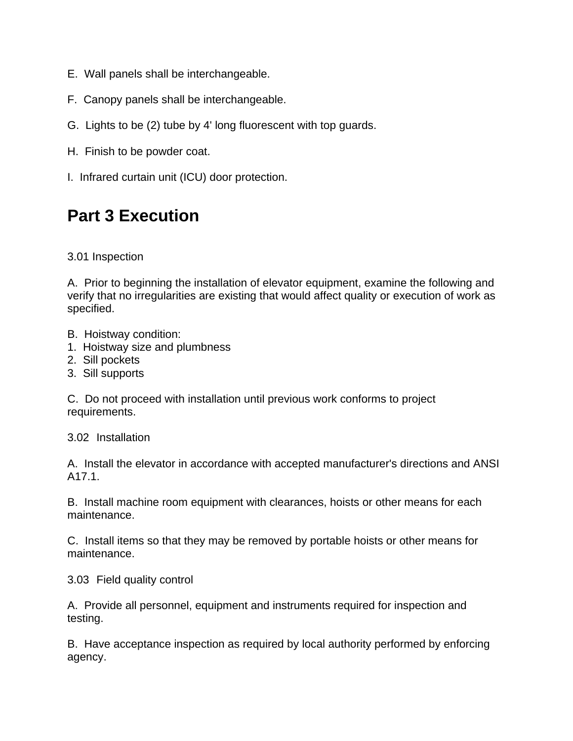E.  Wall panels shall be interchangeable.

F.  Canopy panels shall be interchangeable.

G.  Lights to be (2) tube by 4' long fluorescent with top guards.

H.  Finish to be powder coat.

I.  Infrared curtain unit (ICU) door protection.

# Part 3 Execution

3.01 Inspection

A.  Prior to beginning the installation of elevator equipment, examine the following and verify that no irregularities are existing that would affect quality or execution of work as specified.

B.  Hoistway condition:
1.  Hoistway size and plumbness
2.  Sill pockets
3.  Sill supports

C.  Do not proceed with installation until previous work conforms to project requirements.

3.02  Installation

A.  Install the elevator in accordance with accepted manufacturer's directions and ANSI A17.1.

B.  Install machine room equipment with clearances, hoists or other means for each maintenance.

C.  Install items so that they may be removed by portable hoists or other means for maintenance.

3.03  Field quality control

A.  Provide all personnel, equipment and instruments required for inspection and testing.

B.  Have acceptance inspection as required by local authority performed by enforcing agency.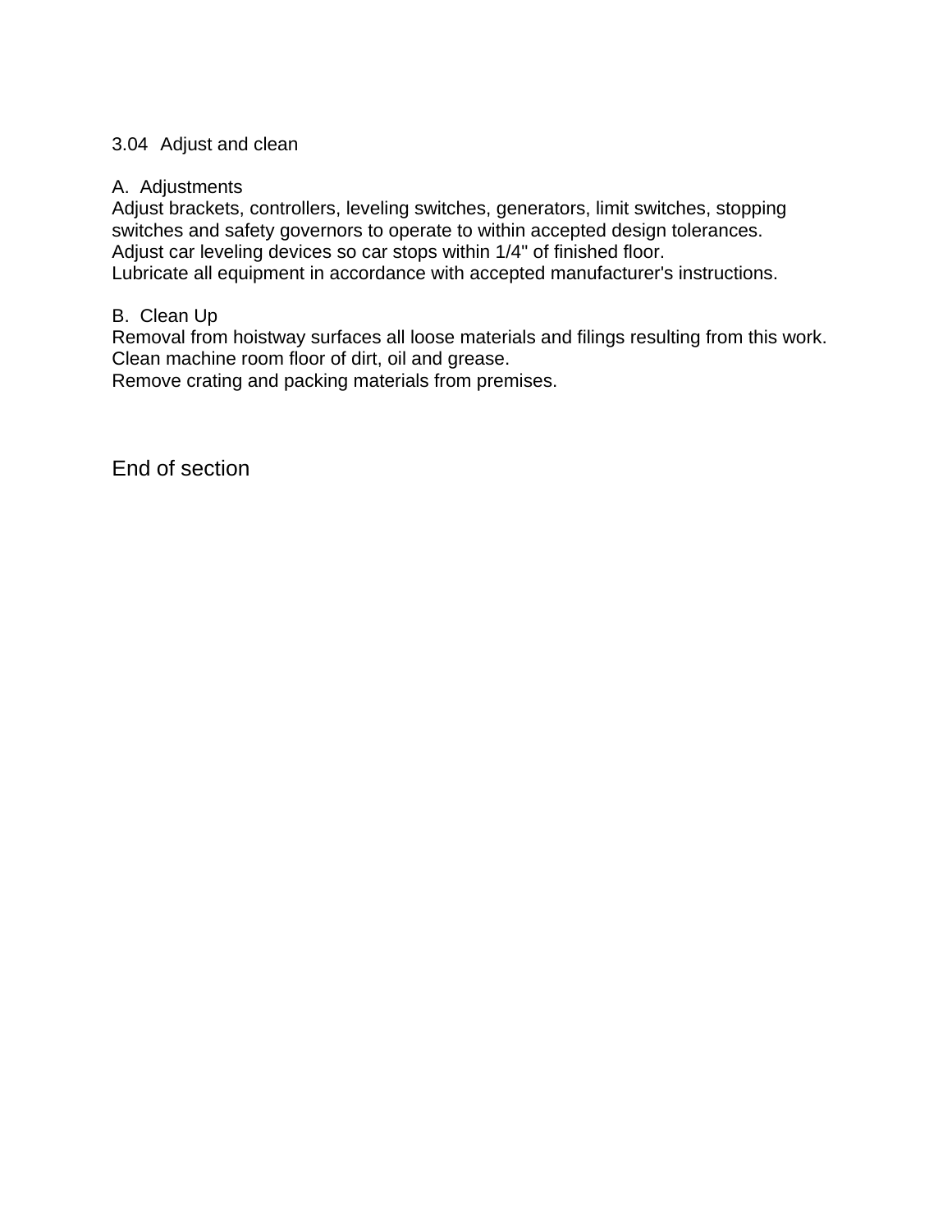## 3.04 Adjust and clean

A. Adjustments

Adjust brackets, controllers, leveling switches, generators, limit switches, stopping switches and safety governors to operate to within accepted design tolerances.

Adjust car leveling devices so car stops within 1/4" of finished floor.

Lubricate all equipment in accordance with accepted manufacturer's instructions.

B. Clean Up

Removal from hoistway surfaces all loose materials and filings resulting from this work.

Clean machine room floor of dirt, oil and grease.

Remove crating and packing materials from premises.

End of section